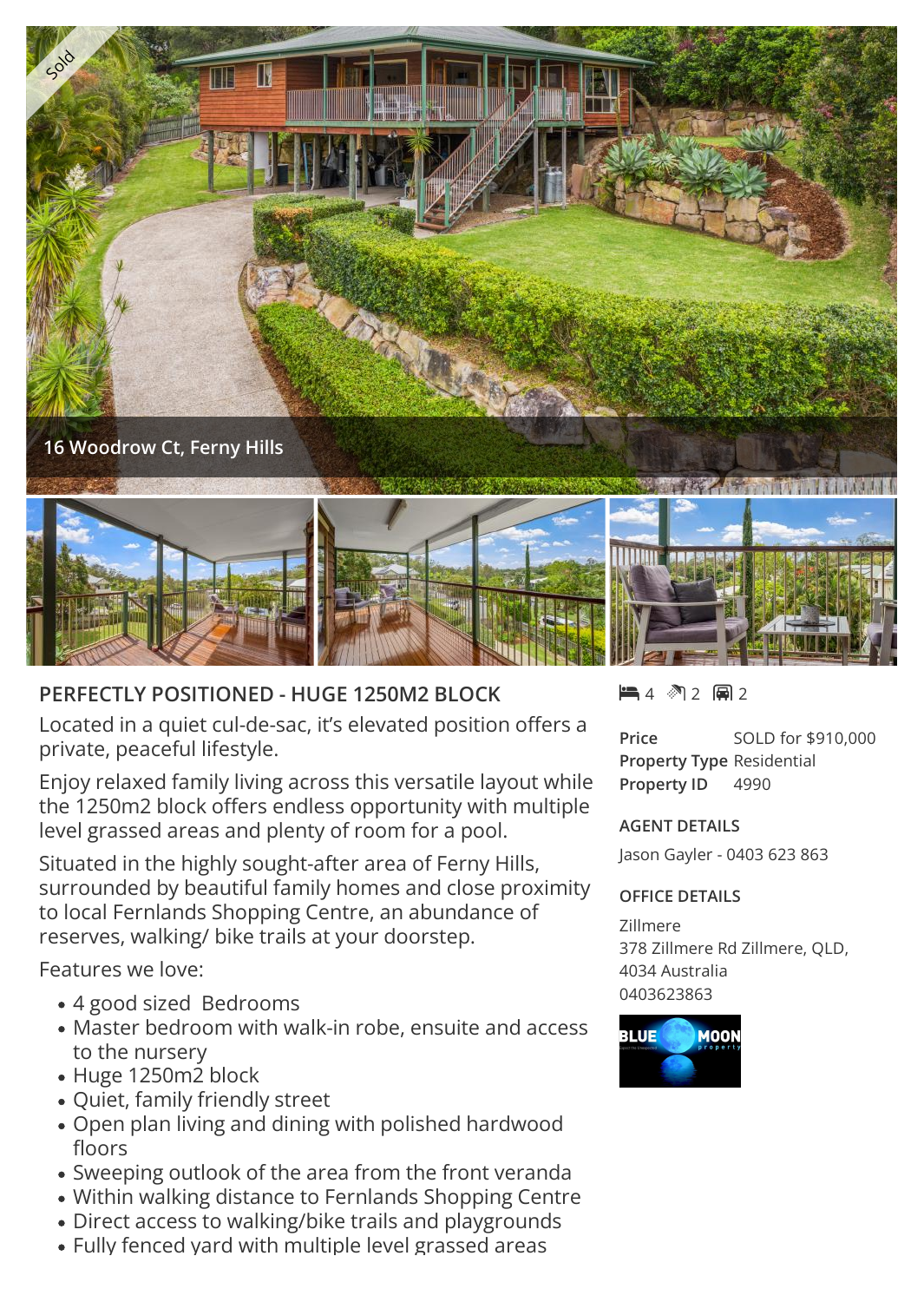16 Woodrow Ct, Ferny Hills

## PERFECTLY POSITIONED - HUGE 1250M2 BLOCK

Located in a quiet cul-de-sac, it's elevated position offers a private, peaceful lifestyle.

Enjoy relaxed family living across this versatile layout while the 1250m2 block offers endless opportunity with multiple level grassed areas and plenty of room for a pool.

Situated in the highly sought-after area of Ferny Hills, surrounded by beautiful family homes and close proximity to local Fernlands Shopping Centre, an abundance of reserves, walking/ bike trails at your doorstep.

Features we love:

- 4 good sized Bedrooms
- Master bedroom with walk-in robe, ensuite and access to the nursery
- Huge 1250m2 block
- Quiet, family friendly street
- Open plan living and dining with polished hardwood floors
- Sweeping outlook of the area from the front veranda
- Within walking distance to Fernlands Shopping Centre
- Direct access to walking/bike trails and playgrounds
- Fully fenced yard with multiple level grassed areas

4 2 2

| | |
|---|---|
| **Price** | SOLD for $910,000 |
| **Property Type** | Residential |
| **Property ID** | 4990 |

### AGENT DETAILS

Jason Gayler - 0403 623 863

### OFFICE DETAILS

Zillmere
378 Zillmere Rd Zillmere, QLD, 4034 Australia
0403623863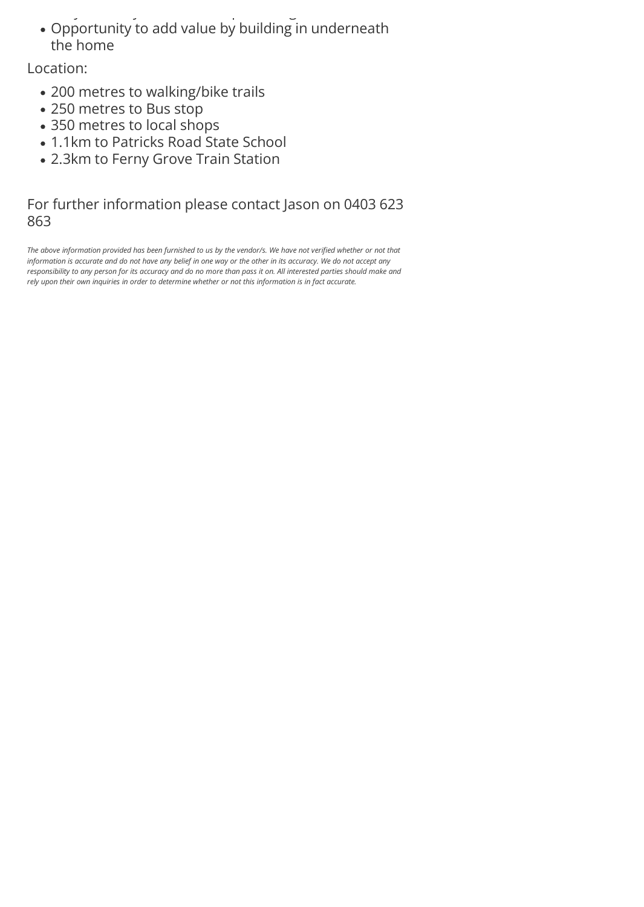- Opportunity to add value by building in underneath the home

Location:

- 200 metres to walking/bike trails
- 250 metres to Bus stop
- 350 metres to local shops
- 1.1km to Patricks Road State School
- 2.3km to Ferny Grove Train Station

For further information please contact Jason on 0403 623 863

*The above information provided has been furnished to us by the vendor/s. We have not verified whether or not that information is accurate and do not have any belief in one way or the other in its accuracy. We do not accept any responsibility to any person for its accuracy and do no more than pass it on. All interested parties should make and rely upon their own inquiries in order to determine whether or not this information is in fact accurate.*